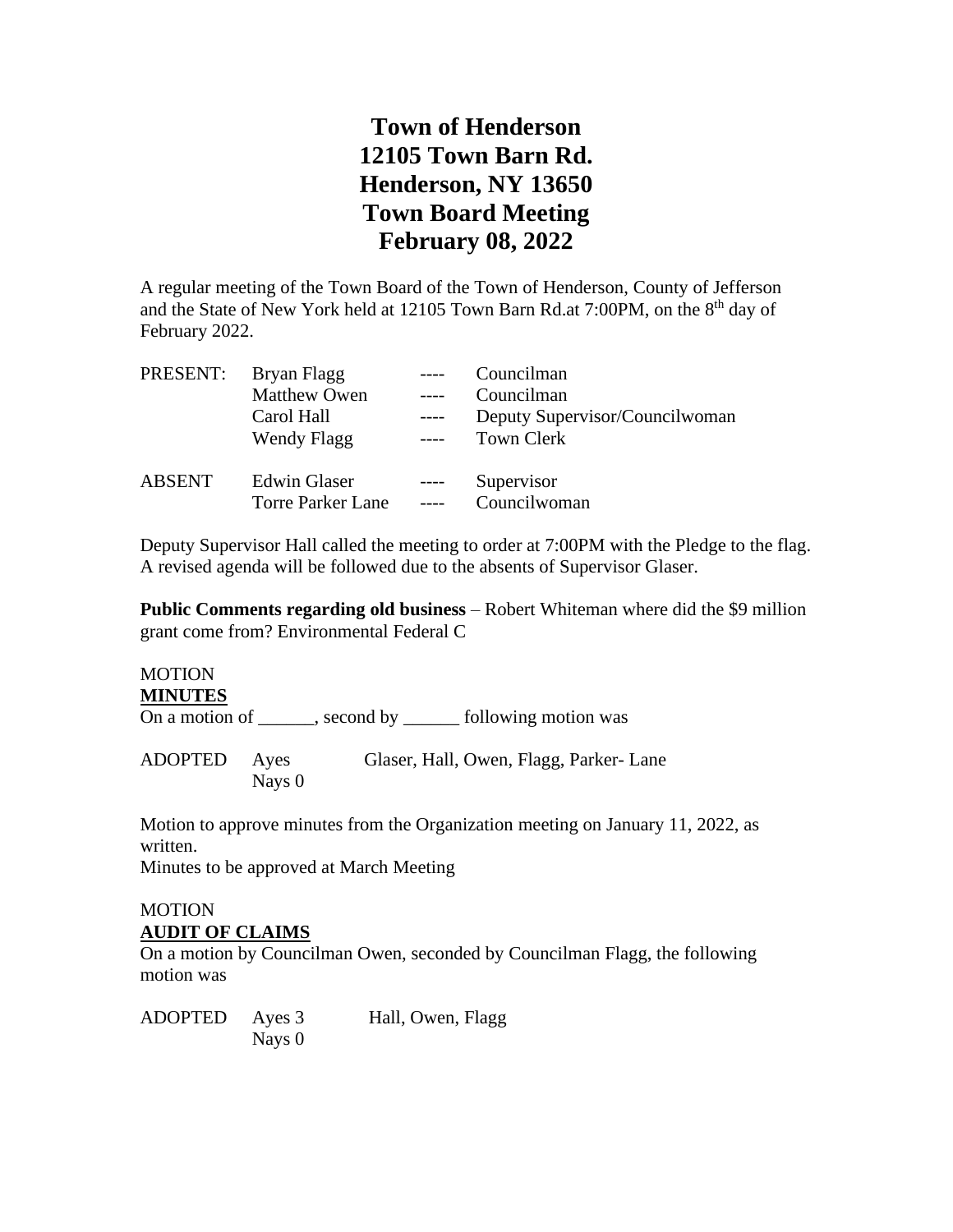# Town of Henderson
# 12105 Town Barn Rd.
# Henderson, NY 13650
# Town Board Meeting
# February 08, 2022

A regular meeting of the Town Board of the Town of Henderson, County of Jefferson and the State of New York held at 12105 Town Barn Rd.at 7:00PM, on the 8th day of February 2022.

| | | | |
|---|---|---|---|
| PRESENT: | Bryan Flagg | ---- | Councilman |
| | Matthew Owen | ---- | Councilman |
| | Carol Hall | ---- | Deputy Supervisor/Councilwoman |
| | Wendy Flagg | ---- | Town Clerk |
| ABSENT | Edwin Glaser | ---- | Supervisor |
| | Torre Parker Lane | ---- | Councilwoman |

Deputy Supervisor Hall called the meeting to order at 7:00PM with the Pledge to the flag. A revised agenda will be followed due to the absents of Supervisor Glaser.

**Public Comments regarding old business** – Robert Whiteman where did the $9 million grant come from? Environmental Federal C

MOTION
**MINUTES**
On a motion of ______, second by ______ following motion was

ADOPTED Ayes Glaser, Hall, Owen, Flagg, Parker- Lane
Nays 0

Motion to approve minutes from the Organization meeting on January 11, 2022, as written.
Minutes to be approved at March Meeting

MOTION
**AUDIT OF CLAIMS**
On a motion by Councilman Owen, seconded by Councilman Flagg, the following motion was

ADOPTED Ayes 3 Hall, Owen, Flagg
Nays 0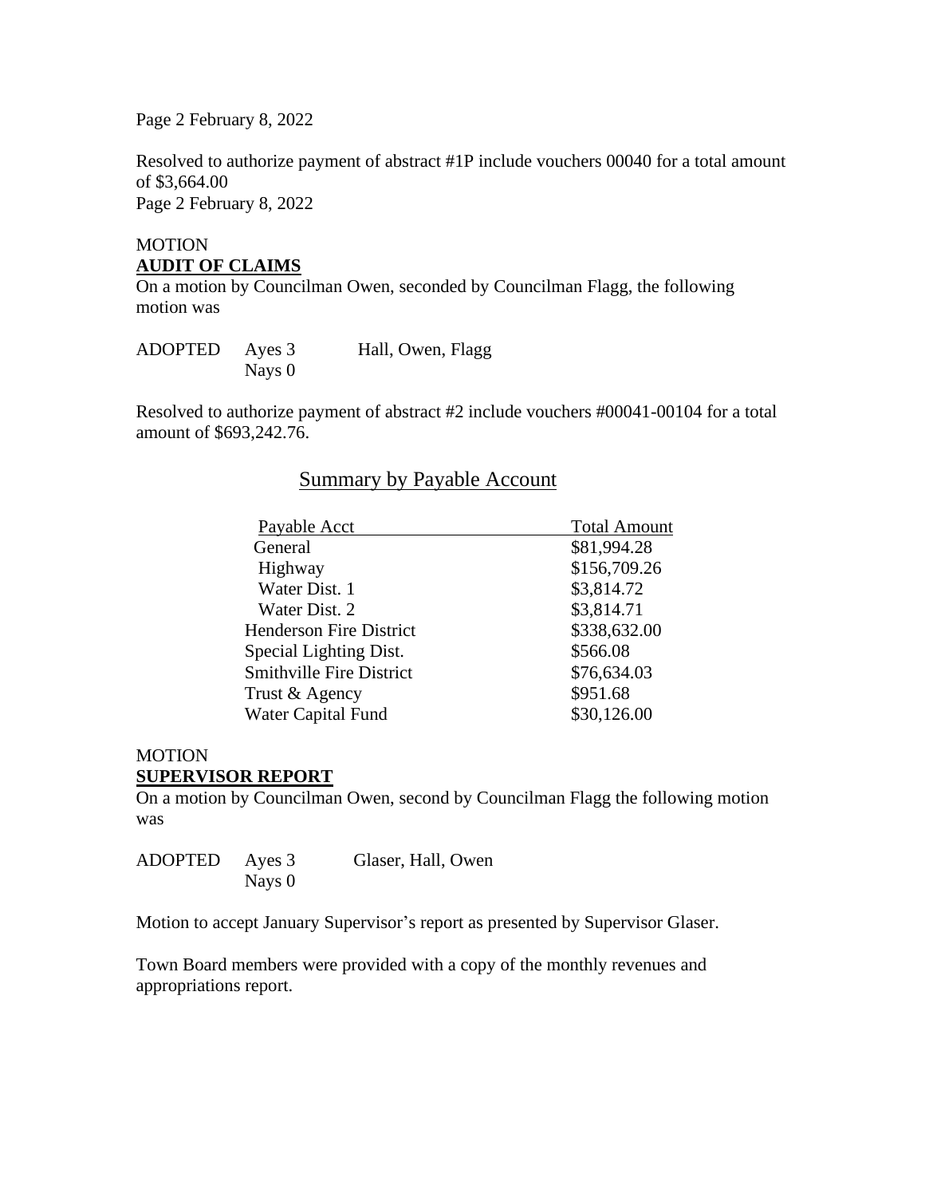Resolved to authorize payment of abstract #1P include vouchers 00040 for a total amount of $3,664.00

MOTION
**AUDIT OF CLAIMS**
On a motion by Councilman Owen, seconded by Councilman Flagg, the following motion was

| ADOPTED | Ayes 3 | Hall, Owen, Flagg |
| --- | --- | --- |
| | Nays 0 | |

Resolved to authorize payment of abstract #2 include vouchers #00041-00104 for a total amount of $693,242.76.

## Summary by Payable Account

| Payable Acct | Total Amount |
| --- | --- |
| General | $81,994.28 |
| Highway | $156,709.26 |
| Water Dist. 1 | $3,814.72 |
| Water Dist. 2 | $3,814.71 |
| Henderson Fire District | $338,632.00 |
| Special Lighting Dist. | $566.08 |
| Smithville Fire District | $76,634.03 |
| Trust & Agency | $951.68 |
| Water Capital Fund | $30,126.00 |

MOTION
**SUPERVISOR REPORT**
On a motion by Councilman Owen, second by Councilman Flagg the following motion was

| ADOPTED | Ayes 3 | Glaser, Hall, Owen |
| --- | --- | --- |
| | Nays 0 | |

Motion to accept January Supervisor's report as presented by Supervisor Glaser.

Town Board members were provided with a copy of the monthly revenues and appropriations report.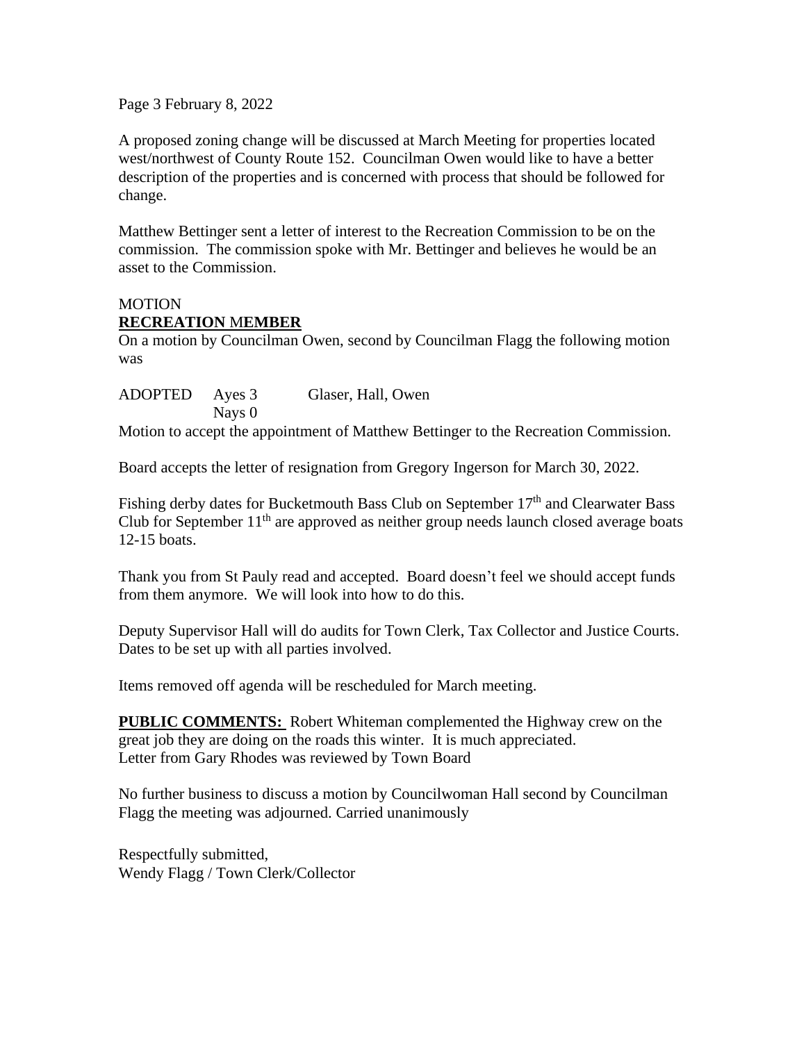Page 3 February 8, 2022

A proposed zoning change will be discussed at March Meeting for properties located west/northwest of County Route 152. Councilman Owen would like to have a better description of the properties and is concerned with process that should be followed for change.

Matthew Bettinger sent a letter of interest to the Recreation Commission to be on the commission. The commission spoke with Mr. Bettinger and believes he would be an asset to the Commission.

MOTION
**RECREATION MEMBER**
On a motion by Councilman Owen, second by Councilman Flagg the following motion was

ADOPTED Ayes 3 Glaser, Hall, Owen
Nays 0
Motion to accept the appointment of Matthew Bettinger to the Recreation Commission.

Board accepts the letter of resignation from Gregory Ingerson for March 30, 2022.

Fishing derby dates for Bucketmouth Bass Club on September 17th and Clearwater Bass Club for September 11th are approved as neither group needs launch closed average boats 12-15 boats.

Thank you from St Pauly read and accepted. Board doesn't feel we should accept funds from them anymore. We will look into how to do this.

Deputy Supervisor Hall will do audits for Town Clerk, Tax Collector and Justice Courts. Dates to be set up with all parties involved.

Items removed off agenda will be rescheduled for March meeting.

**PUBLIC COMMENTS:** Robert Whiteman complemented the Highway crew on the great job they are doing on the roads this winter. It is much appreciated.
Letter from Gary Rhodes was reviewed by Town Board

No further business to discuss a motion by Councilwoman Hall second by Councilman Flagg the meeting was adjourned. Carried unanimously

Respectfully submitted,
Wendy Flagg / Town Clerk/Collector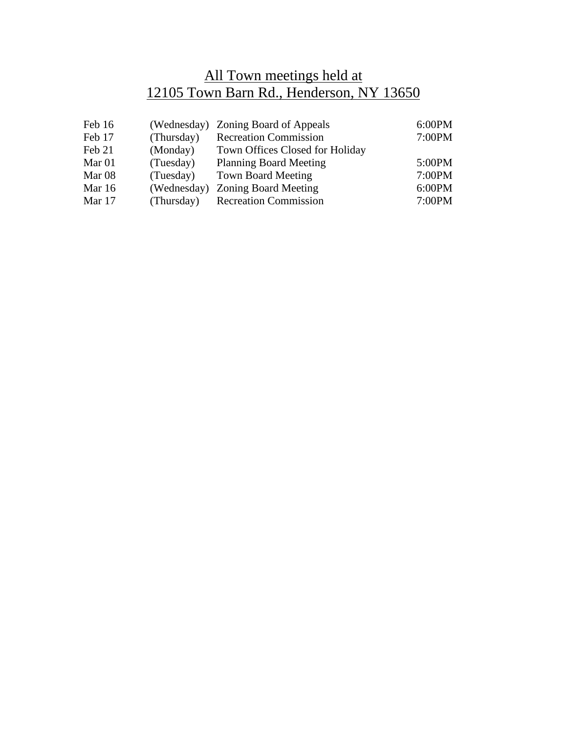<u>All Town meetings held at</u>
<u>12105 Town Barn Rd., Henderson, NY 13650</u>

| | | | |
|---|---|---|---|
| Feb 16 | (Wednesday) | Zoning Board of Appeals | 6:00PM |
| Feb 17 | (Thursday) | Recreation Commission | 7:00PM |
| Feb 21 | (Monday) | Town Offices Closed for Holiday | |
| Mar 01 | (Tuesday) | Planning Board Meeting | 5:00PM |
| Mar 08 | (Tuesday) | Town Board Meeting | 7:00PM |
| Mar 16 | (Wednesday) | Zoning Board Meeting | 6:00PM |
| Mar 17 | (Thursday) | Recreation Commission | 7:00PM |